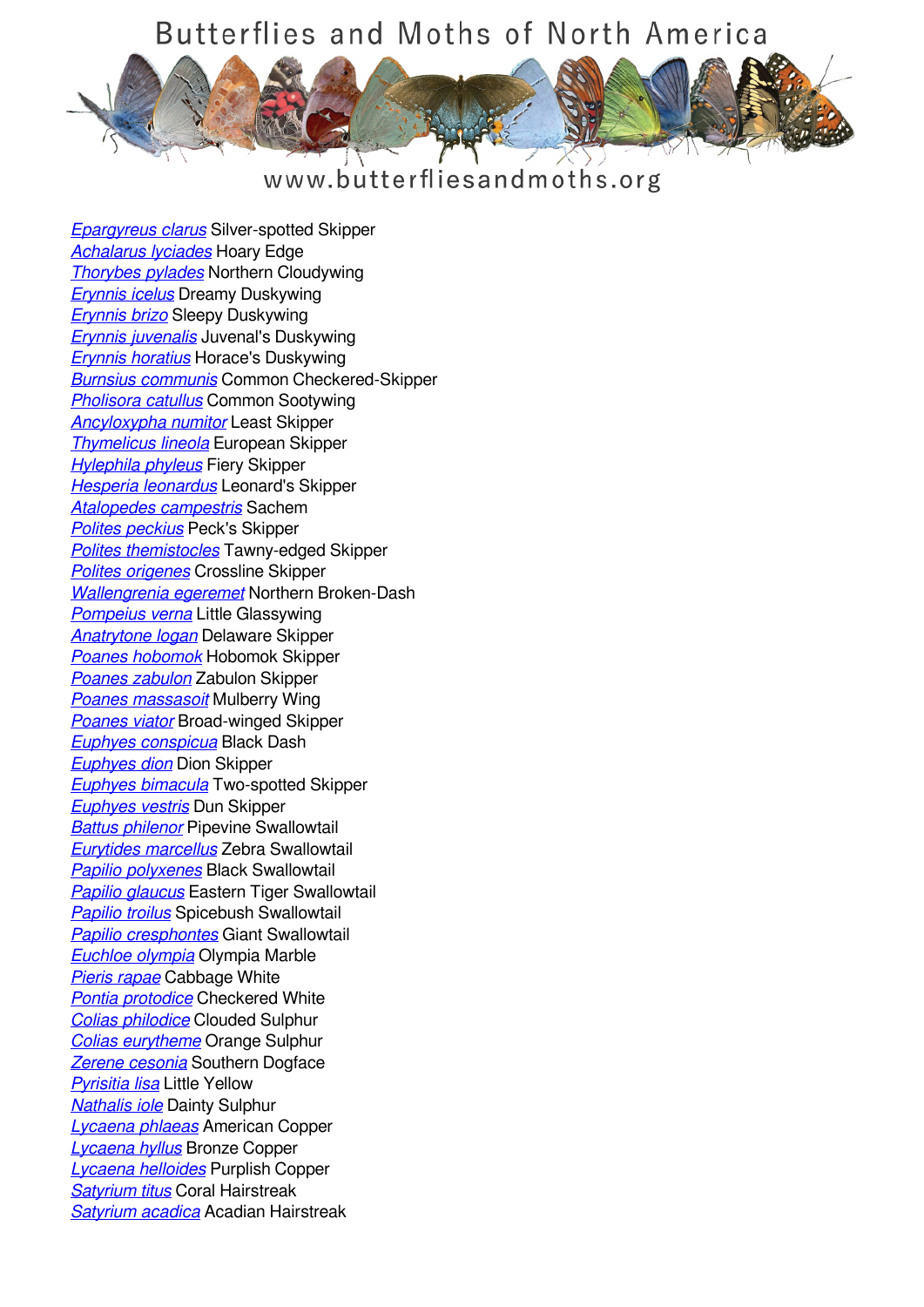# Butterflies and Moths of North America

www.butterfliesandmoths.org

*Epargyreus clarus* Silver-spotted Skipper
*Achalarus lyciades* Hoary Edge
*Thorybes pylades* Northern Cloudywing
*Erynnis icelus* Dreamy Duskywing
*Erynnis brizo* Sleepy Duskywing
*Erynnis juvenalis* Juvenal's Duskywing
*Erynnis horatius* Horace's Duskywing
*Burnsius communis* Common Checkered-Skipper
*Pholisora catullus* Common Sootywing
*Ancyloxypha numitor* Least Skipper
*Thymelicus lineola* European Skipper
*Hylephila phyleus* Fiery Skipper
*Hesperia leonardus* Leonard's Skipper
*Atalopedes campestris* Sachem
*Polites peckius* Peck's Skipper
*Polites themistocles* Tawny-edged Skipper
*Polites origenes* Crossline Skipper
*Wallengrenia egeremet* Northern Broken-Dash
*Pompeius verna* Little Glassywing
*Anatrytone logan* Delaware Skipper
*Poanes hobomok* Hobomok Skipper
*Poanes zabulon* Zabulon Skipper
*Poanes massasoit* Mulberry Wing
*Poanes viator* Broad-winged Skipper
*Euphyes conspicua* Black Dash
*Euphyes dion* Dion Skipper
*Euphyes bimacula* Two-spotted Skipper
*Euphyes vestris* Dun Skipper
*Battus philenor* Pipevine Swallowtail
*Eurytides marcellus* Zebra Swallowtail
*Papilio polyxenes* Black Swallowtail
*Papilio glaucus* Eastern Tiger Swallowtail
*Papilio troilus* Spicebush Swallowtail
*Papilio cresphontes* Giant Swallowtail
*Euchloe olympia* Olympia Marble
*Pieris rapae* Cabbage White
*Pontia protodice* Checkered White
*Colias philodice* Clouded Sulphur
*Colias eurytheme* Orange Sulphur
*Zerene cesonia* Southern Dogface
*Pyrisitia lisa* Little Yellow
*Nathalis iole* Dainty Sulphur
*Lycaena phlaeas* American Copper
*Lycaena hyllus* Bronze Copper
*Lycaena helloides* Purplish Copper
*Satyrium titus* Coral Hairstreak
*Satyrium acadica* Acadian Hairstreak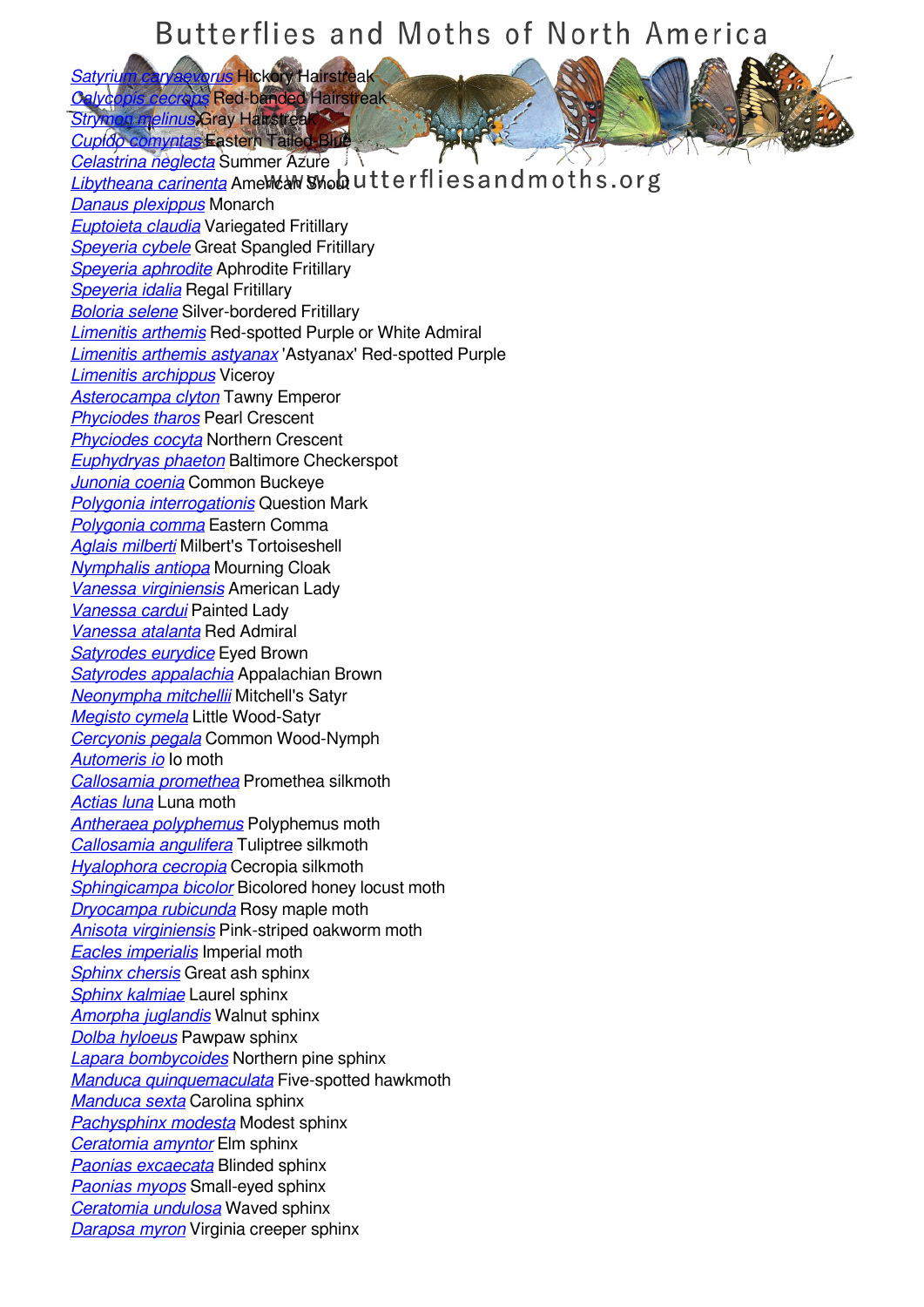[*Satyrium caryaevorus*] Hickory Hairstreak
[*Calycopis cecrops*] Red-banded Hairstreak
[*Strymon melinus*] Gray Hairstreak
[*Cupido comyntas*] Eastern Tailed-Blue
[*Celastrina neglecta*] Summer Azure
[*Libytheana carinenta*] American Snout
[*Danaus plexippus*] Monarch
[*Euptoieta claudia*] Variegated Fritillary
[*Speyeria cybele*] Great Spangled Fritillary
[*Speyeria aphrodite*] Aphrodite Fritillary
[*Speyeria idalia*] Regal Fritillary
[*Boloria selene*] Silver-bordered Fritillary
[*Limenitis arthemis*] Red-spotted Purple or White Admiral
[*Limenitis arthemis astyanax*] 'Astyanax' Red-spotted Purple
[*Limenitis archippus*] Viceroy
[*Asterocampa clyton*] Tawny Emperor
[*Phyciodes tharos*] Pearl Crescent
[*Phyciodes cocyta*] Northern Crescent
[*Euphydryas phaeton*] Baltimore Checkerspot
[*Junonia coenia*] Common Buckeye
[*Polygonia interrogationis*] Question Mark
[*Polygonia comma*] Eastern Comma
[*Aglais milberti*] Milbert's Tortoiseshell
[*Nymphalis antiopa*] Mourning Cloak
[*Vanessa virginiensis*] American Lady
[*Vanessa cardui*] Painted Lady
[*Vanessa atalanta*] Red Admiral
[*Satyrodes eurydice*] Eyed Brown
[*Satyrodes appalachia*] Appalachian Brown
[*Neonympha mitchellii*] Mitchell's Satyr
[*Megisto cymela*] Little Wood-Satyr
[*Cercyonis pegala*] Common Wood-Nymph
[*Automeris io*] Io moth
[*Callosamia promethea*] Promethea silkmoth
[*Actias luna*] Luna moth
[*Antheraea polyphemus*] Polyphemus moth
[*Callosamia angulifera*] Tuliptree silkmoth
[*Hyalophora cecropia*] Cecropia silkmoth
[*Sphingicampa bicolor*] Bicolored honey locust moth
[*Dryocampa rubicunda*] Rosy maple moth
[*Anisota virginiensis*] Pink-striped oakworm moth
[*Eacles imperialis*] Imperial moth
[*Sphinx chersis*] Great ash sphinx
[*Sphinx kalmiae*] Laurel sphinx
[*Amorpha juglandis*] Walnut sphinx
[*Dolba hyloeus*] Pawpaw sphinx
[*Lapara bombycoides*] Northern pine sphinx
[*Manduca quinquemaculata*] Five-spotted hawkmoth
[*Manduca sexta*] Carolina sphinx
[*Pachysphinx modesta*] Modest sphinx
[*Ceratomia amyntor*] Elm sphinx
[*Paonias excaecata*] Blinded sphinx
[*Paonias myops*] Small-eyed sphinx
[*Ceratomia undulosa*] Waved sphinx
[*Darapsa myron*] Virginia creeper sphinx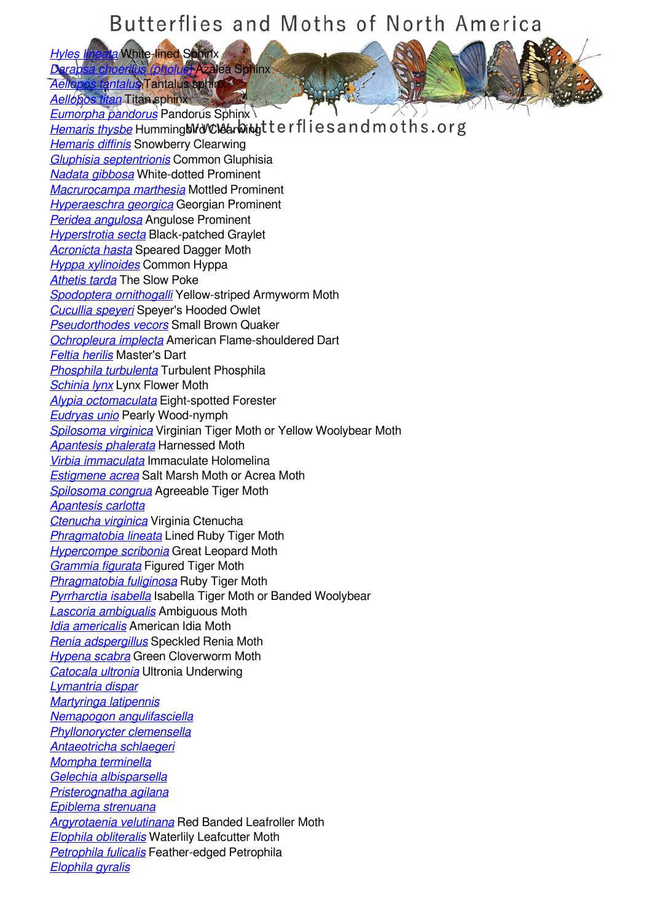*Hyles lineata* White-lined Sphinx
*Darapsa choerilus (pholus)* Azalea Sphinx
*Aellopos tantalus* Tantalus sphinx
*Aellopos titan* Titan sphinx
*Eumorpha pandorus* Pandorus Sphinx
*Hemaris thysbe* Hummingbird Clearwing
*Hemaris diffinis* Snowberry Clearwing
*Gluphisia septentrionis* Common Gluphisia
*Nadata gibbosa* White-dotted Prominent
*Macrurocampa marthesia* Mottled Prominent
*Hyperaeschra georgica* Georgian Prominent
*Peridea angulosa* Angulose Prominent
*Hyperstrotia secta* Black-patched Graylet
*Acronicta hasta* Speared Dagger Moth
*Hyppa xylinoides* Common Hyppa
*Athetis tarda* The Slow Poke
*Spodoptera ornithogalli* Yellow-striped Armyworm Moth
*Cucullia speyeri* Speyer's Hooded Owlet
*Pseudorthodes vecors* Small Brown Quaker
*Ochropleura implecta* American Flame-shouldered Dart
*Feltia herilis* Master's Dart
*Phosphila turbulenta* Turbulent Phosphila
*Schinia lynx* Lynx Flower Moth
*Alypia octomaculata* Eight-spotted Forester
*Eudryas unio* Pearly Wood-nymph
*Spilosoma virginica* Virginian Tiger Moth or Yellow Woolybear Moth
*Apantesis phalerata* Harnessed Moth
*Virbia immaculata* Immaculate Holomelina
*Estigmene acrea* Salt Marsh Moth or Acrea Moth
*Spilosoma congrua* Agreeable Tiger Moth
*Apantesis carlotta*
*Ctenucha virginica* Virginia Ctenucha
*Phragmatobia lineata* Lined Ruby Tiger Moth
*Hypercompe scribonia* Great Leopard Moth
*Grammia figurata* Figured Tiger Moth
*Phragmatobia fuliginosa* Ruby Tiger Moth
*Pyrrharctia isabella* Isabella Tiger Moth or Banded Woolybear
*Lascoria ambigualis* Ambiguous Moth
*Idia americalis* American Idia Moth
*Renia adspergillus* Speckled Renia Moth
*Hypena scabra* Green Cloverworm Moth
*Catocala ultronia* Ultronia Underwing
*Lymantria dispar*
*Martyringa latipennis*
*Nemapogon angulifasciella*
*Phyllonorycter clemensella*
*Antaeotricha schlaegeri*
*Mompha terminella*
*Gelechia albisparsella*
*Pristerognatha agilana*
*Epiblema strenuana*
*Argyrotaenia velutinana* Red Banded Leafroller Moth
*Elophila obliteralis* Waterlily Leafcutter Moth
*Petrophila fulicalis* Feather-edged Petrophila
*Elophila gyralis*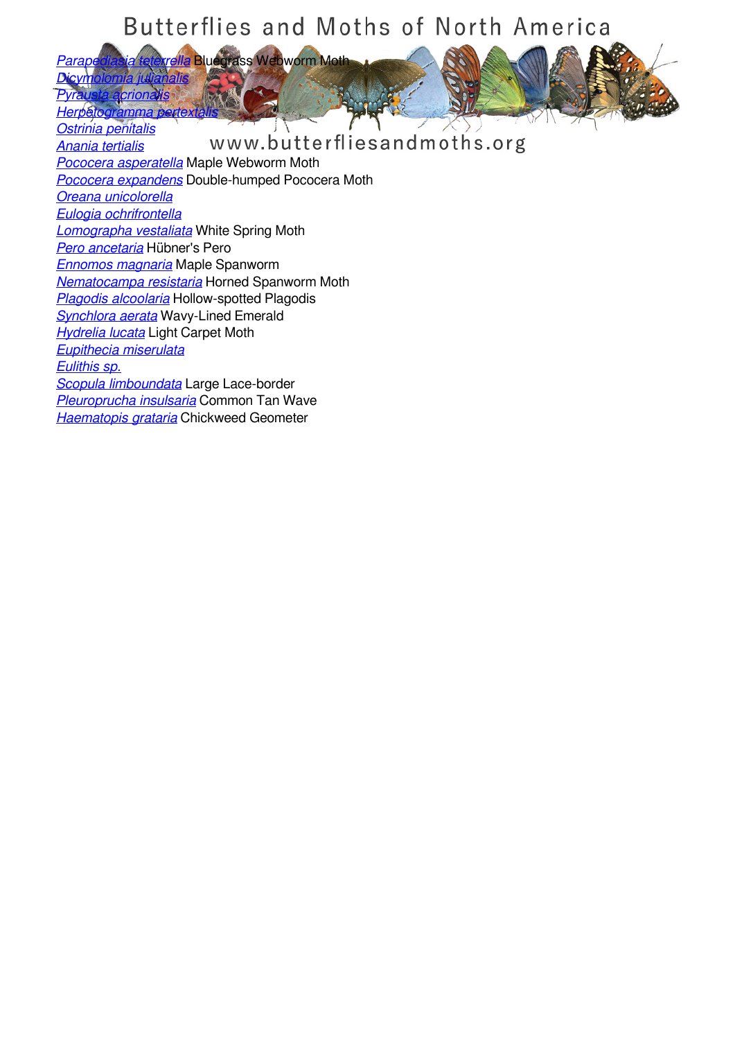Parapediasia teterrella Bluegrass Webworm Moth
Dicymolomia julianalis
Pyrausta acrionalis
Herpetogramma pertextalis
Ostrinia penitalis
Anania tertialis
Pococera asperatella Maple Webworm Moth
Pococera expandens Double-humped Pococera Moth
Oreana unicolorella
Eulogia ochrifrontella
Lomographa vestaliata White Spring Moth
Pero ancetaria Hübner's Pero
Ennomos magnaria Maple Spanworm
Nematocampa resistaria Horned Spanworm Moth
Plagodis alcoolaria Hollow-spotted Plagodis
Synchlora aerata Wavy-Lined Emerald
Hydrelia lucata Light Carpet Moth
Eupithecia miserulata
Eulithis sp.
Scopula limboundata Large Lace-border
Pleuroprucha insulsaria Common Tan Wave
Haematopis grataria Chickweed Geometer